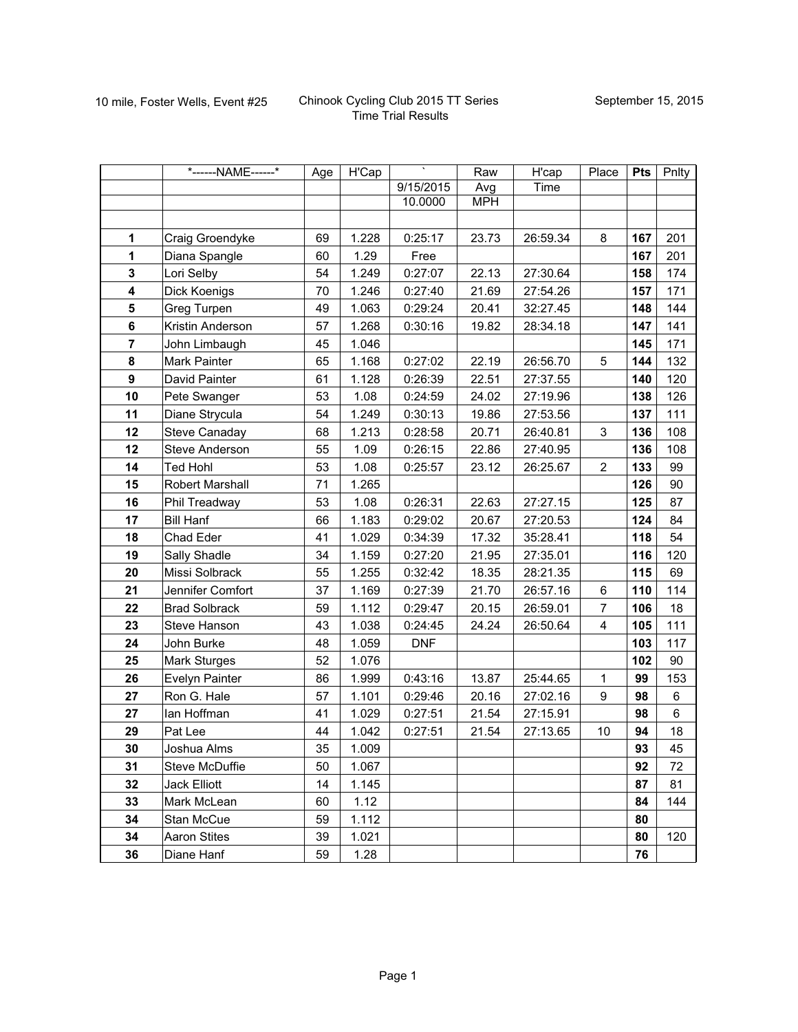10 mile, Foster Wells, Event #25

Chinook Cycling Club 2015 TT Series
Time Trial Results

September 15, 2015

| | *------NAME------* | Age | H'Cap | ` | Raw | H'cap | Place | Pts | Pnlty |
|---|---|---|---|---|---|---|---|---|---|
| | | | | 9/15/2015 | Avg | Time | | | |
| | | | | 10.0000 | MPH | | | | |
| | | | | | | | | | |
| **1** | Craig Groendyke | 69 | 1.228 | 0:25:17 | 23.73 | 26:59.34 | 8 | **167** | 201 |
| **1** | Diana Spangle | 60 | 1.29 | Free | | | | **167** | 201 |
| **3** | Lori Selby | 54 | 1.249 | 0:27:07 | 22.13 | 27:30.64 | | **158** | 174 |
| **4** | Dick Koenigs | 70 | 1.246 | 0:27:40 | 21.69 | 27:54.26 | | **157** | 171 |
| **5** | Greg Turpen | 49 | 1.063 | 0:29:24 | 20.41 | 32:27.45 | | **148** | 144 |
| **6** | Kristin Anderson | 57 | 1.268 | 0:30:16 | 19.82 | 28:34.18 | | **147** | 141 |
| **7** | John Limbaugh | 45 | 1.046 | | | | | **145** | 171 |
| **8** | Mark Painter | 65 | 1.168 | 0:27:02 | 22.19 | 26:56.70 | 5 | **144** | 132 |
| **9** | David Painter | 61 | 1.128 | 0:26:39 | 22.51 | 27:37.55 | | **140** | 120 |
| **10** | Pete Swanger | 53 | 1.08 | 0:24:59 | 24.02 | 27:19.96 | | **138** | 126 |
| **11** | Diane Strycula | 54 | 1.249 | 0:30:13 | 19.86 | 27:53.56 | | **137** | 111 |
| **12** | Steve Canaday | 68 | 1.213 | 0:28:58 | 20.71 | 26:40.81 | 3 | **136** | 108 |
| **12** | Steve Anderson | 55 | 1.09 | 0:26:15 | 22.86 | 27:40.95 | | **136** | 108 |
| **14** | Ted Hohl | 53 | 1.08 | 0:25:57 | 23.12 | 26:25.67 | 2 | **133** | 99 |
| **15** | Robert Marshall | 71 | 1.265 | | | | | **126** | 90 |
| **16** | Phil Treadway | 53 | 1.08 | 0:26:31 | 22.63 | 27:27.15 | | **125** | 87 |
| **17** | Bill Hanf | 66 | 1.183 | 0:29:02 | 20.67 | 27:20.53 | | **124** | 84 |
| **18** | Chad Eder | 41 | 1.029 | 0:34:39 | 17.32 | 35:28.41 | | **118** | 54 |
| **19** | Sally Shadle | 34 | 1.159 | 0:27:20 | 21.95 | 27:35.01 | | **116** | 120 |
| **20** | Missi Solbrack | 55 | 1.255 | 0:32:42 | 18.35 | 28:21.35 | | **115** | 69 |
| **21** | Jennifer Comfort | 37 | 1.169 | 0:27:39 | 21.70 | 26:57.16 | 6 | **110** | 114 |
| **22** | Brad Solbrack | 59 | 1.112 | 0:29:47 | 20.15 | 26:59.01 | 7 | **106** | 18 |
| **23** | Steve Hanson | 43 | 1.038 | 0:24:45 | 24.24 | 26:50.64 | 4 | **105** | 111 |
| **24** | John Burke | 48 | 1.059 | DNF | | | | **103** | 117 |
| **25** | Mark Sturges | 52 | 1.076 | | | | | **102** | 90 |
| **26** | Evelyn Painter | 86 | 1.999 | 0:43:16 | 13.87 | 25:44.65 | 1 | **99** | 153 |
| **27** | Ron G. Hale | 57 | 1.101 | 0:29:46 | 20.16 | 27:02.16 | 9 | **98** | 6 |
| **27** | Ian Hoffman | 41 | 1.029 | 0:27:51 | 21.54 | 27:15.91 | | **98** | 6 |
| **29** | Pat Lee | 44 | 1.042 | 0:27:51 | 21.54 | 27:13.65 | 10 | **94** | 18 |
| **30** | Joshua Alms | 35 | 1.009 | | | | | **93** | 45 |
| **31** | Steve McDuffie | 50 | 1.067 | | | | | **92** | 72 |
| **32** | Jack Elliott | 14 | 1.145 | | | | | **87** | 81 |
| **33** | Mark McLean | 60 | 1.12 | | | | | **84** | 144 |
| **34** | Stan McCue | 59 | 1.112 | | | | | **80** | |
| **34** | Aaron Stites | 39 | 1.021 | | | | | **80** | 120 |
| **36** | Diane Hanf | 59 | 1.28 | | | | | **76** | |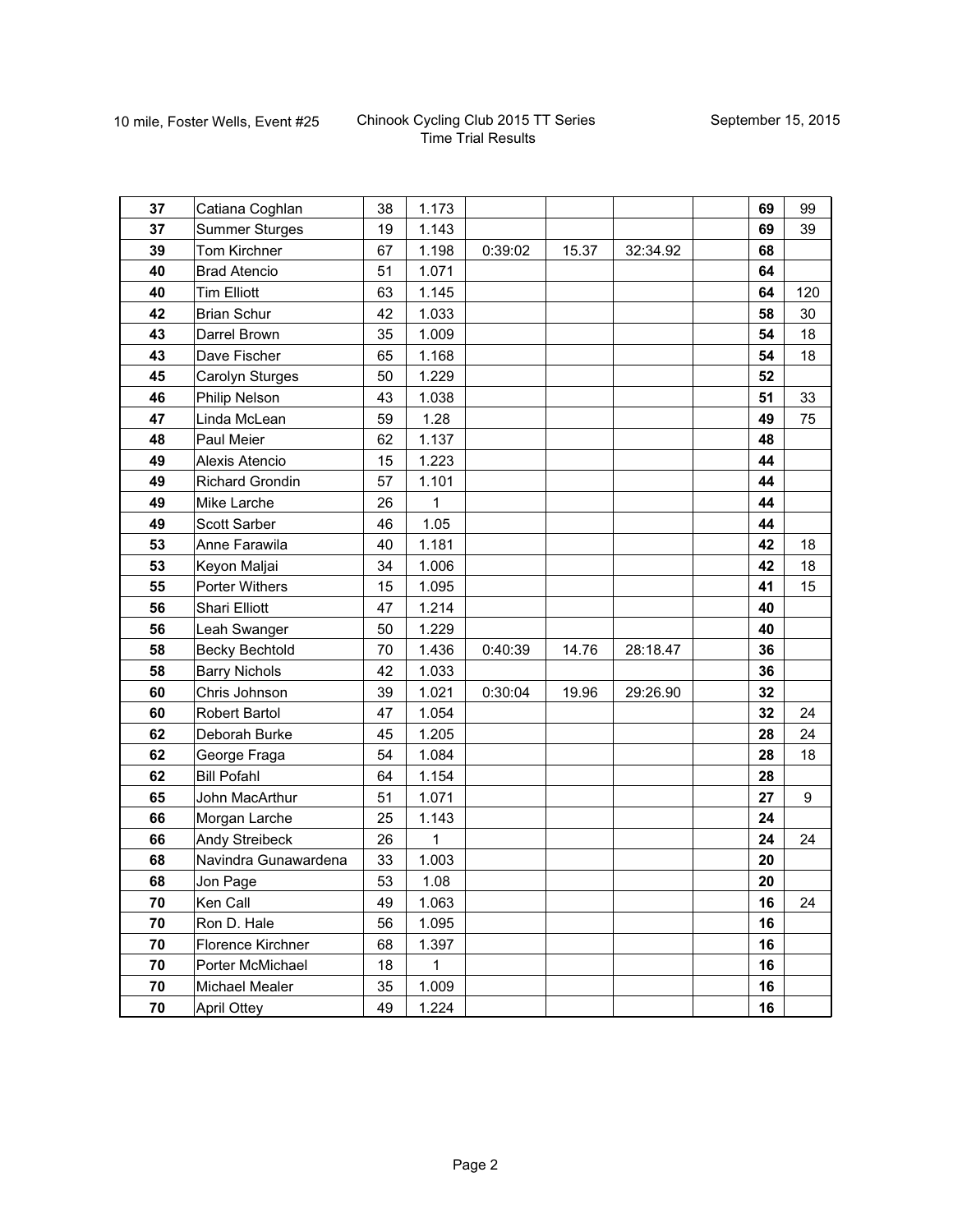10 mile, Foster Wells, Event #25

Chinook Cycling Club 2015 TT Series
Time Trial Results

September 15, 2015

| | | | | | | | | | |
|---|---|---|---|---|---|---|---|---|---|
| **37** | Catiana Coghlan | 38 | 1.173 | | | | | **69** | 99 |
| **37** | Summer Sturges | 19 | 1.143 | | | | | **69** | 39 |
| **39** | Tom Kirchner | 67 | 1.198 | 0:39:02 | 15.37 | 32:34.92 | | **68** | |
| **40** | Brad Atencio | 51 | 1.071 | | | | | **64** | |
| **40** | Tim Elliott | 63 | 1.145 | | | | | **64** | 120 |
| **42** | Brian Schur | 42 | 1.033 | | | | | **58** | 30 |
| **43** | Darrel Brown | 35 | 1.009 | | | | | **54** | 18 |
| **43** | Dave Fischer | 65 | 1.168 | | | | | **54** | 18 |
| **45** | Carolyn Sturges | 50 | 1.229 | | | | | **52** | |
| **46** | Philip Nelson | 43 | 1.038 | | | | | **51** | 33 |
| **47** | Linda McLean | 59 | 1.28 | | | | | **49** | 75 |
| **48** | Paul Meier | 62 | 1.137 | | | | | **48** | |
| **49** | Alexis Atencio | 15 | 1.223 | | | | | **44** | |
| **49** | Richard Grondin | 57 | 1.101 | | | | | **44** | |
| **49** | Mike Larche | 26 | 1 | | | | | **44** | |
| **49** | Scott Sarber | 46 | 1.05 | | | | | **44** | |
| **53** | Anne Farawila | 40 | 1.181 | | | | | **42** | 18 |
| **53** | Keyon Maljai | 34 | 1.006 | | | | | **42** | 18 |
| **55** | Porter Withers | 15 | 1.095 | | | | | **41** | 15 |
| **56** | Shari Elliott | 47 | 1.214 | | | | | **40** | |
| **56** | Leah Swanger | 50 | 1.229 | | | | | **40** | |
| **58** | Becky Bechtold | 70 | 1.436 | 0:40:39 | 14.76 | 28:18.47 | | **36** | |
| **58** | Barry Nichols | 42 | 1.033 | | | | | **36** | |
| **60** | Chris Johnson | 39 | 1.021 | 0:30:04 | 19.96 | 29:26.90 | | **32** | |
| **60** | Robert Bartol | 47 | 1.054 | | | | | **32** | 24 |
| **62** | Deborah Burke | 45 | 1.205 | | | | | **28** | 24 |
| **62** | George Fraga | 54 | 1.084 | | | | | **28** | 18 |
| **62** | Bill Pofahl | 64 | 1.154 | | | | | **28** | |
| **65** | John MacArthur | 51 | 1.071 | | | | | **27** | 9 |
| **66** | Morgan Larche | 25 | 1.143 | | | | | **24** | |
| **66** | Andy Streibeck | 26 | 1 | | | | | **24** | 24 |
| **68** | Navindra Gunawardena | 33 | 1.003 | | | | | **20** | |
| **68** | Jon Page | 53 | 1.08 | | | | | **20** | |
| **70** | Ken Call | 49 | 1.063 | | | | | **16** | 24 |
| **70** | Ron D. Hale | 56 | 1.095 | | | | | **16** | |
| **70** | Florence Kirchner | 68 | 1.397 | | | | | **16** | |
| **70** | Porter McMichael | 18 | 1 | | | | | **16** | |
| **70** | Michael Mealer | 35 | 1.009 | | | | | **16** | |
| **70** | April Ottey | 49 | 1.224 | | | | | **16** | |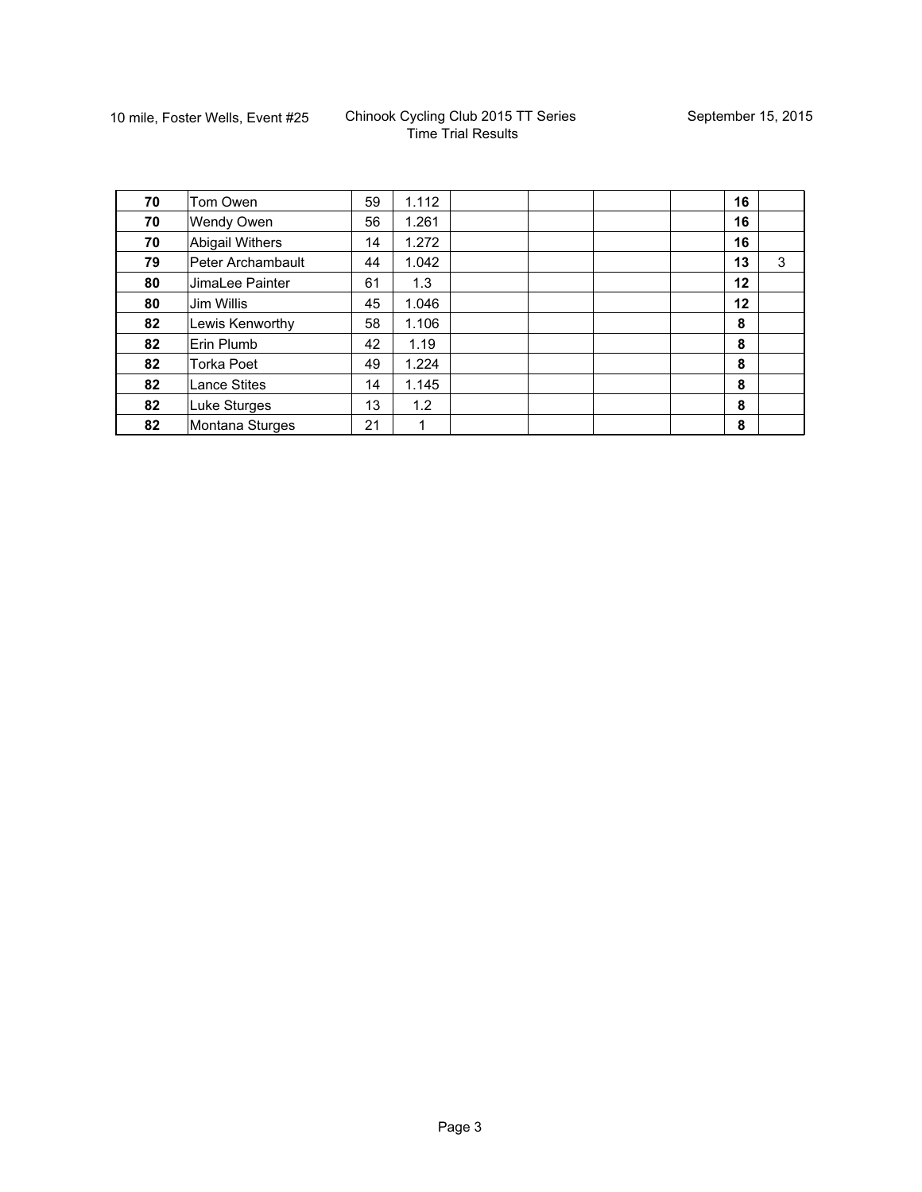10 mile, Foster Wells, Event #25

Chinook Cycling Club 2015 TT Series
Time Trial Results

September 15, 2015

| | | | | | | | | | |
|---|---|---|---|---|---|---|---|---|---|
| **70** | Tom Owen | 59 | 1.112 | | | | | **16** | |
| **70** | Wendy Owen | 56 | 1.261 | | | | | **16** | |
| **70** | Abigail Withers | 14 | 1.272 | | | | | **16** | |
| **79** | Peter Archambault | 44 | 1.042 | | | | | **13** | 3 |
| **80** | JimaLee Painter | 61 | 1.3 | | | | | **12** | |
| **80** | Jim Willis | 45 | 1.046 | | | | | **12** | |
| **82** | Lewis Kenworthy | 58 | 1.106 | | | | | **8** | |
| **82** | Erin Plumb | 42 | 1.19 | | | | | **8** | |
| **82** | Torka Poet | 49 | 1.224 | | | | | **8** | |
| **82** | Lance Stites | 14 | 1.145 | | | | | **8** | |
| **82** | Luke Sturges | 13 | 1.2 | | | | | **8** | |
| **82** | Montana Sturges | 21 | 1 | | | | | **8** | |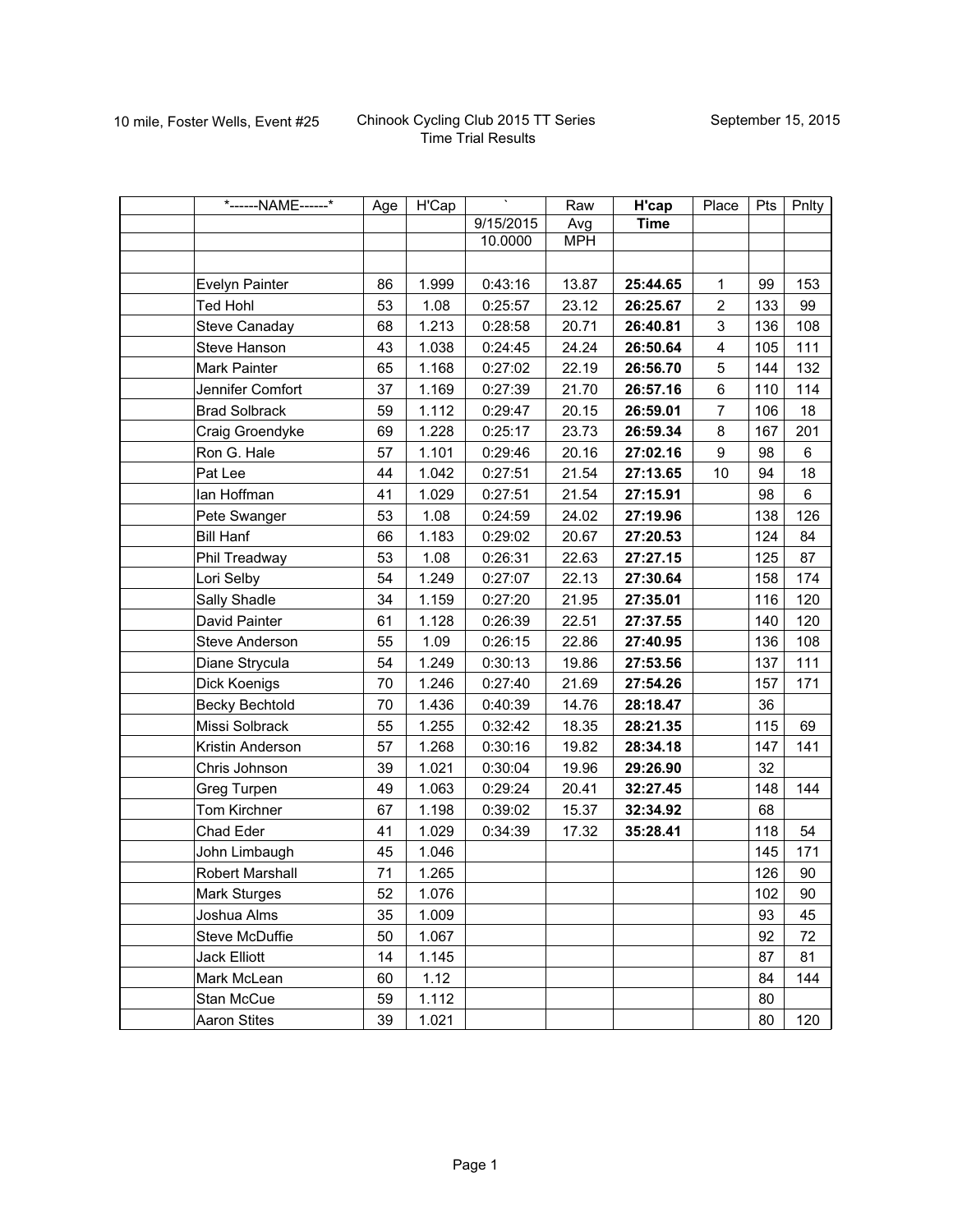10 mile, Foster Wells, Event #25

Chinook Cycling Club 2015 TT Series
Time Trial Results

September 15, 2015

| | *------NAME------* | Age | H'Cap | ` | Raw | **H'cap** | Place | Pts | Pnlty |
|---|---|---|---|---|---|---|---|---|---|
| | | | | 9/15/2015 | Avg | **Time** | | | |
| | | | | 10.0000 | MPH | | | | |
| | | | | | | | | | |
| | Evelyn Painter | 86 | 1.999 | 0:43:16 | 13.87 | **25:44.65** | 1 | 99 | 153 |
| | Ted Hohl | 53 | 1.08 | 0:25:57 | 23.12 | **26:25.67** | 2 | 133 | 99 |
| | Steve Canaday | 68 | 1.213 | 0:28:58 | 20.71 | **26:40.81** | 3 | 136 | 108 |
| | Steve Hanson | 43 | 1.038 | 0:24:45 | 24.24 | **26:50.64** | 4 | 105 | 111 |
| | Mark Painter | 65 | 1.168 | 0:27:02 | 22.19 | **26:56.70** | 5 | 144 | 132 |
| | Jennifer Comfort | 37 | 1.169 | 0:27:39 | 21.70 | **26:57.16** | 6 | 110 | 114 |
| | Brad Solbrack | 59 | 1.112 | 0:29:47 | 20.15 | **26:59.01** | 7 | 106 | 18 |
| | Craig Groendyke | 69 | 1.228 | 0:25:17 | 23.73 | **26:59.34** | 8 | 167 | 201 |
| | Ron G. Hale | 57 | 1.101 | 0:29:46 | 20.16 | **27:02.16** | 9 | 98 | 6 |
| | Pat Lee | 44 | 1.042 | 0:27:51 | 21.54 | **27:13.65** | 10 | 94 | 18 |
| | Ian Hoffman | 41 | 1.029 | 0:27:51 | 21.54 | **27:15.91** | | 98 | 6 |
| | Pete Swanger | 53 | 1.08 | 0:24:59 | 24.02 | **27:19.96** | | 138 | 126 |
| | Bill Hanf | 66 | 1.183 | 0:29:02 | 20.67 | **27:20.53** | | 124 | 84 |
| | Phil Treadway | 53 | 1.08 | 0:26:31 | 22.63 | **27:27.15** | | 125 | 87 |
| | Lori Selby | 54 | 1.249 | 0:27:07 | 22.13 | **27:30.64** | | 158 | 174 |
| | Sally Shadle | 34 | 1.159 | 0:27:20 | 21.95 | **27:35.01** | | 116 | 120 |
| | David Painter | 61 | 1.128 | 0:26:39 | 22.51 | **27:37.55** | | 140 | 120 |
| | Steve Anderson | 55 | 1.09 | 0:26:15 | 22.86 | **27:40.95** | | 136 | 108 |
| | Diane Strycula | 54 | 1.249 | 0:30:13 | 19.86 | **27:53.56** | | 137 | 111 |
| | Dick Koenigs | 70 | 1.246 | 0:27:40 | 21.69 | **27:54.26** | | 157 | 171 |
| | Becky Bechtold | 70 | 1.436 | 0:40:39 | 14.76 | **28:18.47** | | 36 | |
| | Missi Solbrack | 55 | 1.255 | 0:32:42 | 18.35 | **28:21.35** | | 115 | 69 |
| | Kristin Anderson | 57 | 1.268 | 0:30:16 | 19.82 | **28:34.18** | | 147 | 141 |
| | Chris Johnson | 39 | 1.021 | 0:30:04 | 19.96 | **29:26.90** | | 32 | |
| | Greg Turpen | 49 | 1.063 | 0:29:24 | 20.41 | **32:27.45** | | 148 | 144 |
| | Tom Kirchner | 67 | 1.198 | 0:39:02 | 15.37 | **32:34.92** | | 68 | |
| | Chad Eder | 41 | 1.029 | 0:34:39 | 17.32 | **35:28.41** | | 118 | 54 |
| | John Limbaugh | 45 | 1.046 | | | | | 145 | 171 |
| | Robert Marshall | 71 | 1.265 | | | | | 126 | 90 |
| | Mark Sturges | 52 | 1.076 | | | | | 102 | 90 |
| | Joshua Alms | 35 | 1.009 | | | | | 93 | 45 |
| | Steve McDuffie | 50 | 1.067 | | | | | 92 | 72 |
| | Jack Elliott | 14 | 1.145 | | | | | 87 | 81 |
| | Mark McLean | 60 | 1.12 | | | | | 84 | 144 |
| | Stan McCue | 59 | 1.112 | | | | | 80 | |
| | Aaron Stites | 39 | 1.021 | | | | | 80 | 120 |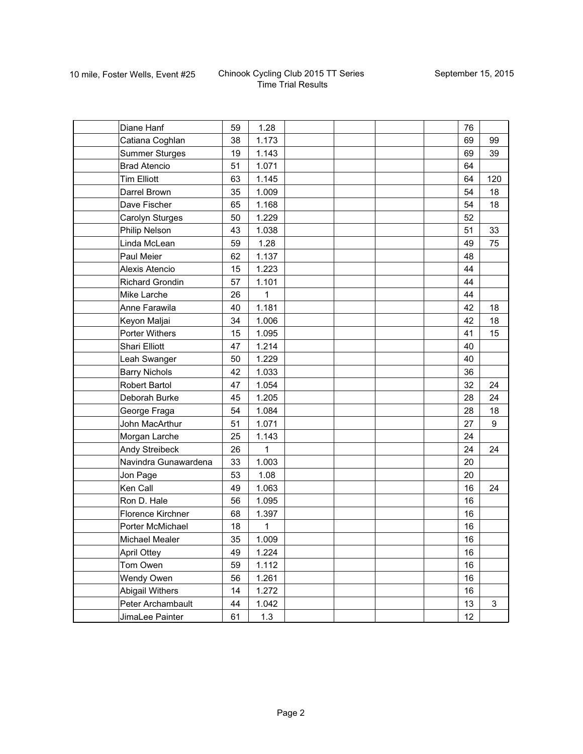10 mile, Foster Wells, Event #25 — Chinook Cycling Club 2015 TT Series — Time Trial Results — September 15, 2015

| | | | | | | | | | |
|---|---|---|---|---|---|---|---|---|---|
| | Diane Hanf | 59 | 1.28 | | | | | 76 | |
| | Catiana Coghlan | 38 | 1.173 | | | | | 69 | 99 |
| | Summer Sturges | 19 | 1.143 | | | | | 69 | 39 |
| | Brad Atencio | 51 | 1.071 | | | | | 64 | |
| | Tim Elliott | 63 | 1.145 | | | | | 64 | 120 |
| | Darrel Brown | 35 | 1.009 | | | | | 54 | 18 |
| | Dave Fischer | 65 | 1.168 | | | | | 54 | 18 |
| | Carolyn Sturges | 50 | 1.229 | | | | | 52 | |
| | Philip Nelson | 43 | 1.038 | | | | | 51 | 33 |
| | Linda McLean | 59 | 1.28 | | | | | 49 | 75 |
| | Paul Meier | 62 | 1.137 | | | | | 48 | |
| | Alexis Atencio | 15 | 1.223 | | | | | 44 | |
| | Richard Grondin | 57 | 1.101 | | | | | 44 | |
| | Mike Larche | 26 | 1 | | | | | 44 | |
| | Anne Farawila | 40 | 1.181 | | | | | 42 | 18 |
| | Keyon Maljai | 34 | 1.006 | | | | | 42 | 18 |
| | Porter Withers | 15 | 1.095 | | | | | 41 | 15 |
| | Shari Elliott | 47 | 1.214 | | | | | 40 | |
| | Leah Swanger | 50 | 1.229 | | | | | 40 | |
| | Barry Nichols | 42 | 1.033 | | | | | 36 | |
| | Robert Bartol | 47 | 1.054 | | | | | 32 | 24 |
| | Deborah Burke | 45 | 1.205 | | | | | 28 | 24 |
| | George Fraga | 54 | 1.084 | | | | | 28 | 18 |
| | John MacArthur | 51 | 1.071 | | | | | 27 | 9 |
| | Morgan Larche | 25 | 1.143 | | | | | 24 | |
| | Andy Streibeck | 26 | 1 | | | | | 24 | 24 |
| | Navindra Gunawardena | 33 | 1.003 | | | | | 20 | |
| | Jon Page | 53 | 1.08 | | | | | 20 | |
| | Ken Call | 49 | 1.063 | | | | | 16 | 24 |
| | Ron D. Hale | 56 | 1.095 | | | | | 16 | |
| | Florence Kirchner | 68 | 1.397 | | | | | 16 | |
| | Porter McMichael | 18 | 1 | | | | | 16 | |
| | Michael Mealer | 35 | 1.009 | | | | | 16 | |
| | April Ottey | 49 | 1.224 | | | | | 16 | |
| | Tom Owen | 59 | 1.112 | | | | | 16 | |
| | Wendy Owen | 56 | 1.261 | | | | | 16 | |
| | Abigail Withers | 14 | 1.272 | | | | | 16 | |
| | Peter Archambault | 44 | 1.042 | | | | | 13 | 3 |
| | JimaLee Painter | 61 | 1.3 | | | | | 12 | |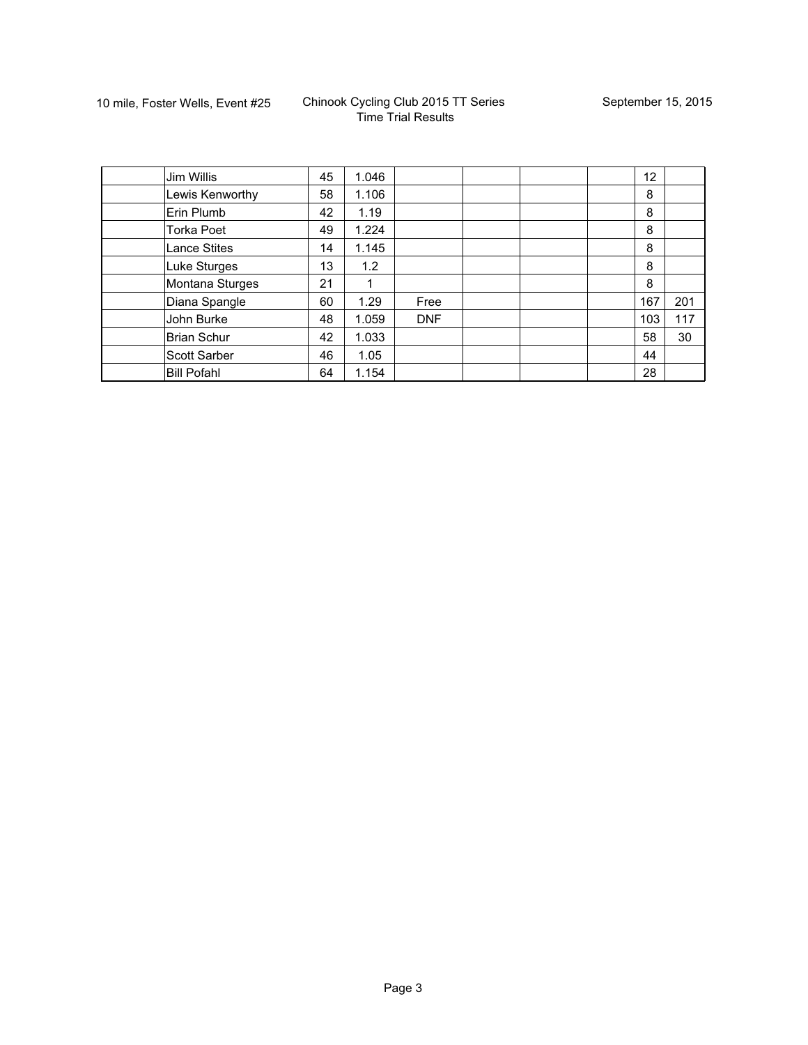10 mile, Foster Wells, Event #25

Chinook Cycling Club 2015 TT Series
Time Trial Results

September 15, 2015

| | | | | | | | | | |
|---|---|---|---|---|---|---|---|---|---|
| | Jim Willis | 45 | 1.046 | | | | | 12 | |
| | Lewis Kenworthy | 58 | 1.106 | | | | | 8 | |
| | Erin Plumb | 42 | 1.19 | | | | | 8 | |
| | Torka Poet | 49 | 1.224 | | | | | 8 | |
| | Lance Stites | 14 | 1.145 | | | | | 8 | |
| | Luke Sturges | 13 | 1.2 | | | | | 8 | |
| | Montana Sturges | 21 | 1 | | | | | 8 | |
| | Diana Spangle | 60 | 1.29 | Free | | | | 167 | 201 |
| | John Burke | 48 | 1.059 | DNF | | | | 103 | 117 |
| | Brian Schur | 42 | 1.033 | | | | | 58 | 30 |
| | Scott Sarber | 46 | 1.05 | | | | | 44 | |
| | Bill Pofahl | 64 | 1.154 | | | | | 28 | |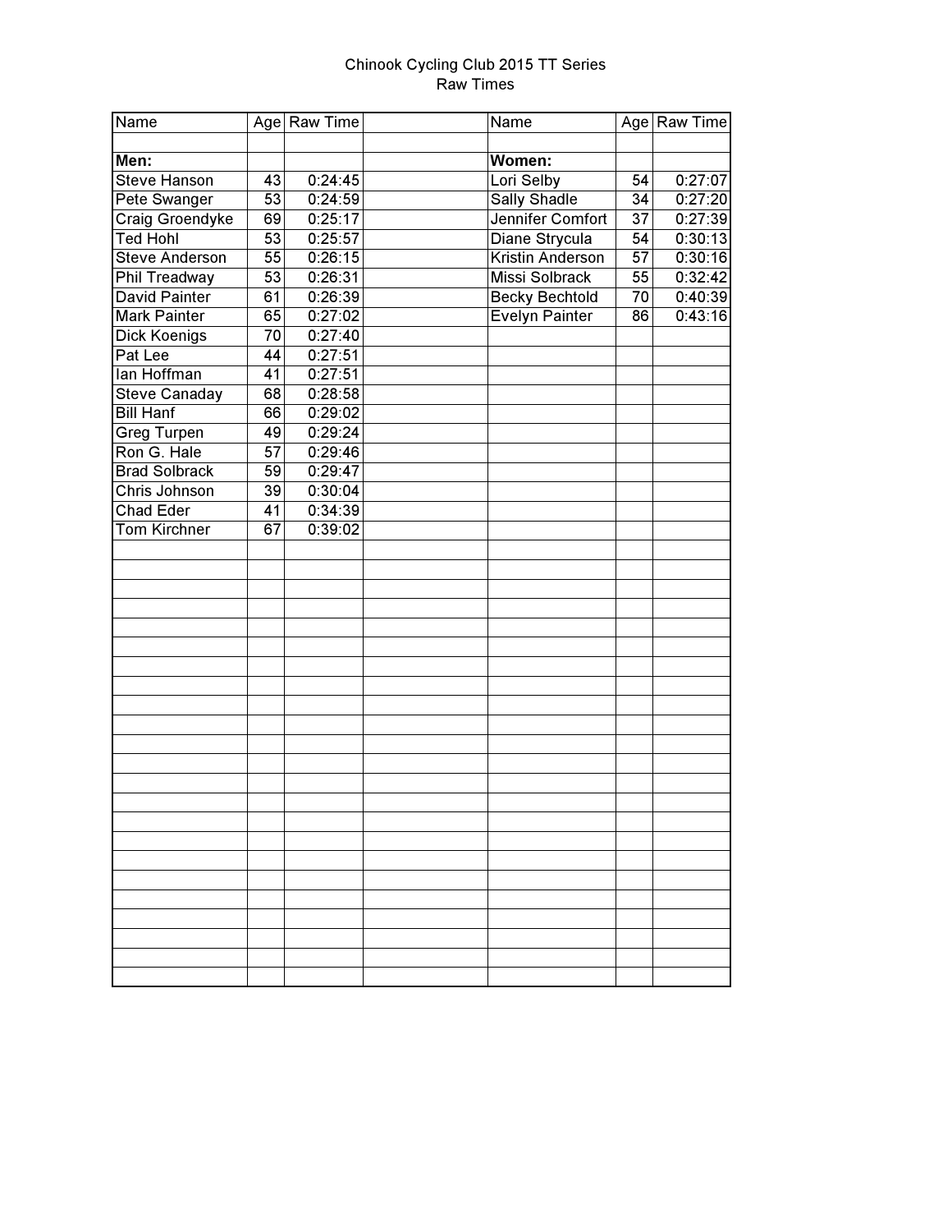Chinook Cycling Club 2015 TT Series
Raw Times

| Name | Age | Raw Time | | Name | Age | Raw Time |
|---|---|---|---|---|---|---|
| | | | | | | |
| **Men:** | | | | **Women:** | | |
| Steve Hanson | 43 | 0:24:45 | | Lori Selby | 54 | 0:27:07 |
| Pete Swanger | 53 | 0:24:59 | | Sally Shadle | 34 | 0:27:20 |
| Craig Groendyke | 69 | 0:25:17 | | Jennifer Comfort | 37 | 0:27:39 |
| Ted Hohl | 53 | 0:25:57 | | Diane Strycula | 54 | 0:30:13 |
| Steve Anderson | 55 | 0:26:15 | | Kristin Anderson | 57 | 0:30:16 |
| Phil Treadway | 53 | 0:26:31 | | Missi Solbrack | 55 | 0:32:42 |
| David Painter | 61 | 0:26:39 | | Becky Bechtold | 70 | 0:40:39 |
| Mark Painter | 65 | 0:27:02 | | Evelyn Painter | 86 | 0:43:16 |
| Dick Koenigs | 70 | 0:27:40 | | | | |
| Pat Lee | 44 | 0:27:51 | | | | |
| Ian Hoffman | 41 | 0:27:51 | | | | |
| Steve Canaday | 68 | 0:28:58 | | | | |
| Bill Hanf | 66 | 0:29:02 | | | | |
| Greg Turpen | 49 | 0:29:24 | | | | |
| Ron G. Hale | 57 | 0:29:46 | | | | |
| Brad Solbrack | 59 | 0:29:47 | | | | |
| Chris Johnson | 39 | 0:30:04 | | | | |
| Chad Eder | 41 | 0:34:39 | | | | |
| Tom Kirchner | 67 | 0:39:02 | | | | |